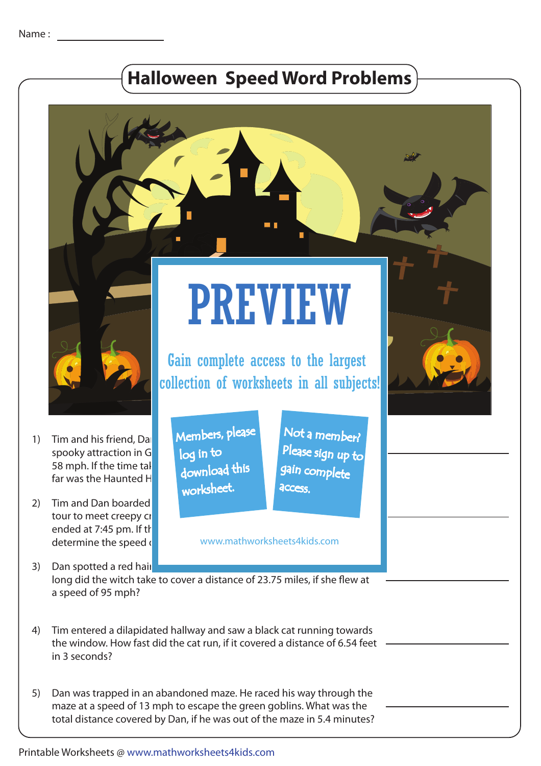Name : ______________

# Halloween Speed Word Problems

PREVIEW

Gain complete access to the largest collection of worksheets in all subjects!

Members, please log in to download this worksheet.

Not a member? Please sign up to gain complete access.

www.mathworksheets4kids.com

1) Tim and his friend, Da spooky attraction in G 58 mph. If the time ta far was the Haunted H ______________

2) Tim and Dan boarded tour to meet creepy cr ended at 7:45 pm. If th determine the speed ______________

3) Dan spotted a red hai long did the witch take to cover a distance of 23.75 miles, if she flew at a speed of 95 mph? ______________

4) Tim entered a dilapidated hallway and saw a black cat running towards the window. How fast did the cat run, if it covered a distance of 6.54 feet in 3 seconds? ______________

5) Dan was trapped in an abandoned maze. He raced his way through the maze at a speed of 13 mph to escape the green goblins. What was the total distance covered by Dan, if he was out of the maze in 5.4 minutes? ______________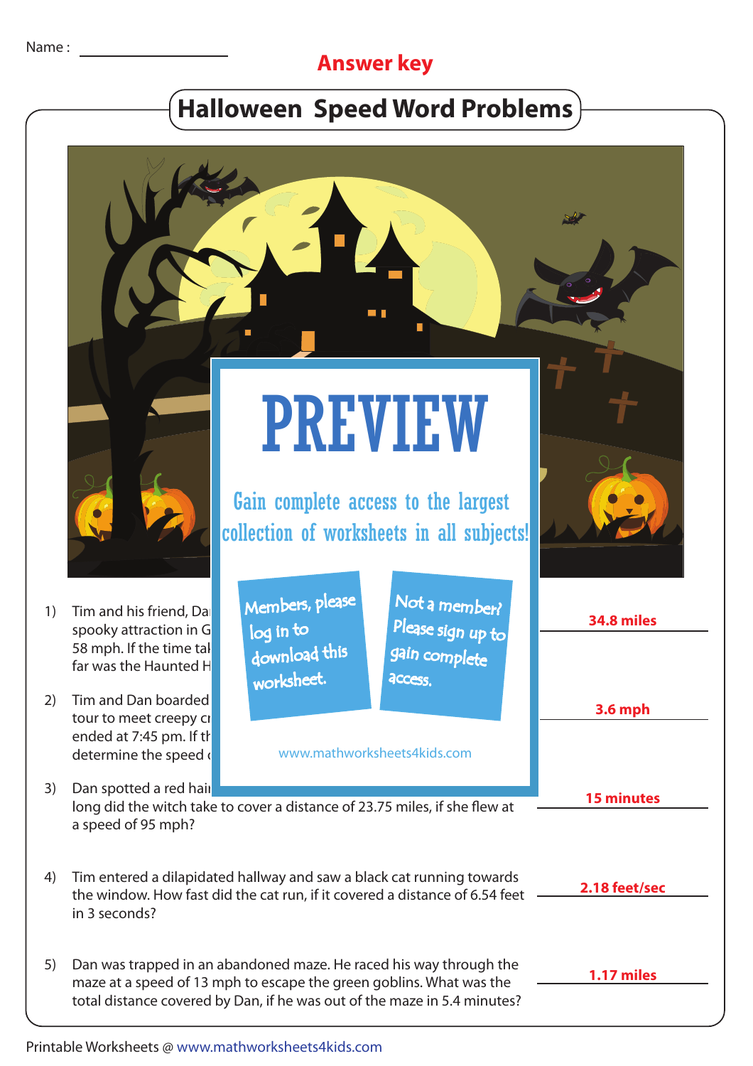Name :

**Answer key**

# Halloween Speed Word Problems

PREVIEW

Gain complete access to the largest collection of worksheets in all subjects!

Members, please log in to download this worksheet.

Not a member? Please sign up to gain complete access.

www.mathworksheets4kids.com

1) Tim and his friend, Da spooky attraction in G 58 mph. If the time ta far was the Haunted H — **34.8 miles**

2) Tim and Dan boarded tour to meet creepy c ended at 7:45 pm. If th determine the speed — **3.6 mph**

3) Dan spotted a red hai long did the witch take to cover a distance of 23.75 miles, if she flew at a speed of 95 mph? — **15 minutes**

4) Tim entered a dilapidated hallway and saw a black cat running towards the window. How fast did the cat run, if it covered a distance of 6.54 feet in 3 seconds? — **2.18 feet/sec**

5) Dan was trapped in an abandoned maze. He raced his way through the maze at a speed of 13 mph to escape the green goblins. What was the total distance covered by Dan, if he was out of the maze in 5.4 minutes? — **1.17 miles**